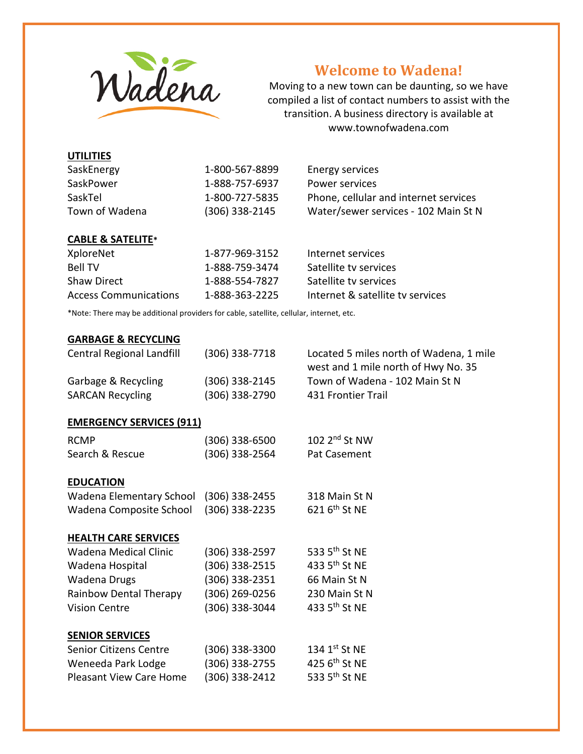Wadena

# Welcome to Wadena!

Moving to a new town can be daunting, so we have compiled a list of contact numbers to assist with the transition. A business directory is available at www.townofwadena.com

## UTILITIES

| | | |
|---|---|---|
| SaskEnergy | 1-800-567-8899 | Energy services |
| SaskPower | 1-888-757-6937 | Power services |
| SaskTel | 1-800-727-5835 | Phone, cellular and internet services |
| Town of Wadena | (306) 338-2145 | Water/sewer services - 102 Main St N |

## CABLE & SATELITE*

| | | |
|---|---|---|
| XploreNet | 1-877-969-3152 | Internet services |
| Bell TV | 1-888-759-3474 | Satellite tv services |
| Shaw Direct | 1-888-554-7827 | Satellite tv services |
| Access Communications | 1-888-363-2225 | Internet & satellite tv services |

*Note: There may be additional providers for cable, satellite, cellular, internet, etc.

## GARBAGE & RECYCLING

| | | |
|---|---|---|
| Central Regional Landfill | (306) 338-7718 | Located 5 miles north of Wadena, 1 mile west and 1 mile north of Hwy No. 35 |
| Garbage & Recycling | (306) 338-2145 | Town of Wadena - 102 Main St N |
| SARCAN Recycling | (306) 338-2790 | 431 Frontier Trail |

## EMERGENCY SERVICES (911)

| | | |
|---|---|---|
| RCMP | (306) 338-6500 | 102 2nd St NW |
| Search & Rescue | (306) 338-2564 | Pat Casement |

## EDUCATION

| | | |
|---|---|---|
| Wadena Elementary School | (306) 338-2455 | 318 Main St N |
| Wadena Composite School | (306) 338-2235 | 621 6th St NE |

## HEALTH CARE SERVICES

| | | |
|---|---|---|
| Wadena Medical Clinic | (306) 338-2597 | 533 5th St NE |
| Wadena Hospital | (306) 338-2515 | 433 5th St NE |
| Wadena Drugs | (306) 338-2351 | 66 Main St N |
| Rainbow Dental Therapy | (306) 269-0256 | 230 Main St N |
| Vision Centre | (306) 338-3044 | 433 5th St NE |

## SENIOR SERVICES

| | | |
|---|---|---|
| Senior Citizens Centre | (306) 338-3300 | 134 1st St NE |
| Weneeda Park Lodge | (306) 338-2755 | 425 6th St NE |
| Pleasant View Care Home | (306) 338-2412 | 533 5th St NE |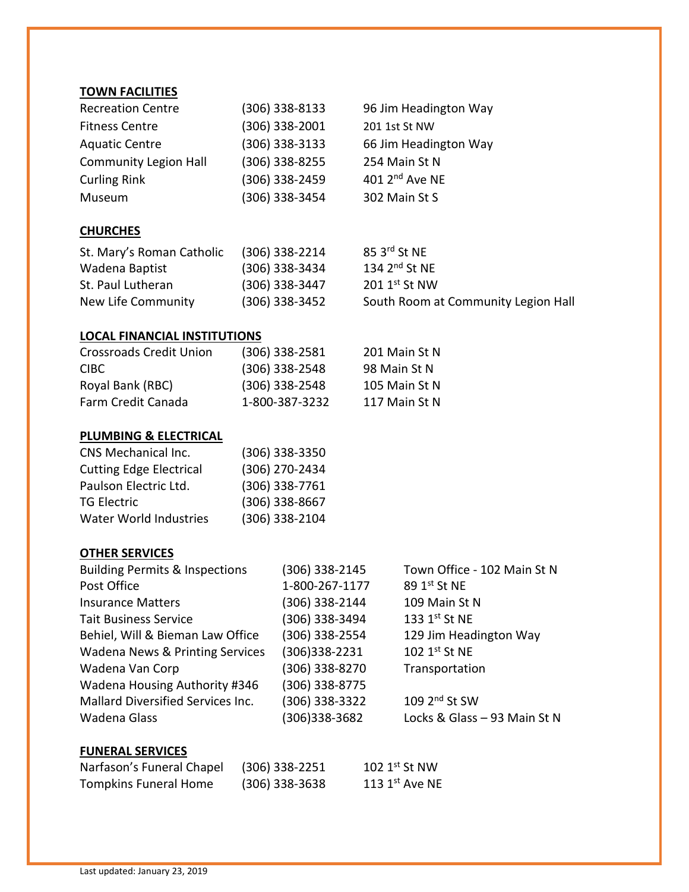**TOWN FACILITIES**

| | | |
|---|---|---|
| Recreation Centre | (306) 338-8133 | 96 Jim Headington Way |
| Fitness Centre | (306) 338-2001 | 201 1st St NW |
| Aquatic Centre | (306) 338-3133 | 66 Jim Headington Way |
| Community Legion Hall | (306) 338-8255 | 254 Main St N |
| Curling Rink | (306) 338-2459 | 401 2nd Ave NE |
| Museum | (306) 338-3454 | 302 Main St S |

**CHURCHES**

| | | |
|---|---|---|
| St. Mary's Roman Catholic | (306) 338-2214 | 85 3rd St NE |
| Wadena Baptist | (306) 338-3434 | 134 2nd St NE |
| St. Paul Lutheran | (306) 338-3447 | 201 1st St NW |
| New Life Community | (306) 338-3452 | South Room at Community Legion Hall |

**LOCAL FINANCIAL INSTITUTIONS**

| | | |
|---|---|---|
| Crossroads Credit Union | (306) 338-2581 | 201 Main St N |
| CIBC | (306) 338-2548 | 98 Main St N |
| Royal Bank (RBC) | (306) 338-2548 | 105 Main St N |
| Farm Credit Canada | 1-800-387-3232 | 117 Main St N |

**PLUMBING & ELECTRICAL**

| | |
|---|---|
| CNS Mechanical Inc. | (306) 338-3350 |
| Cutting Edge Electrical | (306) 270-2434 |
| Paulson Electric Ltd. | (306) 338-7761 |
| TG Electric | (306) 338-8667 |
| Water World Industries | (306) 338-2104 |

**OTHER SERVICES**

| | | |
|---|---|---|
| Building Permits & Inspections | (306) 338-2145 | Town Office - 102 Main St N |
| Post Office | 1-800-267-1177 | 89 1st St NE |
| Insurance Matters | (306) 338-2144 | 109 Main St N |
| Tait Business Service | (306) 338-3494 | 133 1st St NE |
| Behiel, Will & Bieman Law Office | (306) 338-2554 | 129 Jim Headington Way |
| Wadena News & Printing Services | (306)338-2231 | 102 1st St NE |
| Wadena Van Corp | (306) 338-8270 | Transportation |
| Wadena Housing Authority #346 | (306) 338-8775 | |
| Mallard Diversified Services Inc. | (306) 338-3322 | 109 2nd St SW |
| Wadena Glass | (306)338-3682 | Locks & Glass – 93 Main St N |

**FUNERAL SERVICES**

| | | |
|---|---|---|
| Narfason's Funeral Chapel | (306) 338-2251 | 102 1st St NW |
| Tompkins Funeral Home | (306) 338-3638 | 113 1st Ave NE |

Last updated: January 23, 2019